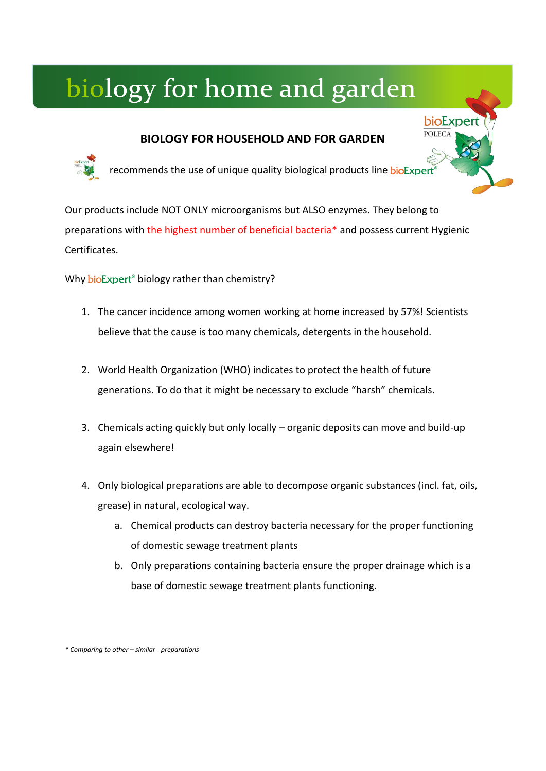# biology for home and garden

bioExpert
POLECA

## BIOLOGY FOR HOUSEHOLD AND FOR GARDEN

recommends the use of unique quality biological products line bioExpert®

Our products include NOT ONLY microorganisms but ALSO enzymes. They belong to preparations with the highest number of beneficial bacteria* and possess current Hygienic Certificates.

Why bioExpert® biology rather than chemistry?

1. The cancer incidence among women working at home increased by 57%! Scientists believe that the cause is too many chemicals, detergents in the household.

2. World Health Organization (WHO) indicates to protect the health of future generations. To do that it might be necessary to exclude "harsh" chemicals.

3. Chemicals acting quickly but only locally – organic deposits can move and build-up again elsewhere!

4. Only biological preparations are able to decompose organic substances (incl. fat, oils, grease) in natural, ecological way.
   a. Chemical products can destroy bacteria necessary for the proper functioning of domestic sewage treatment plants
   b. Only preparations containing bacteria ensure the proper drainage which is a base of domestic sewage treatment plants functioning.

*\* Comparing to other – similar - preparations*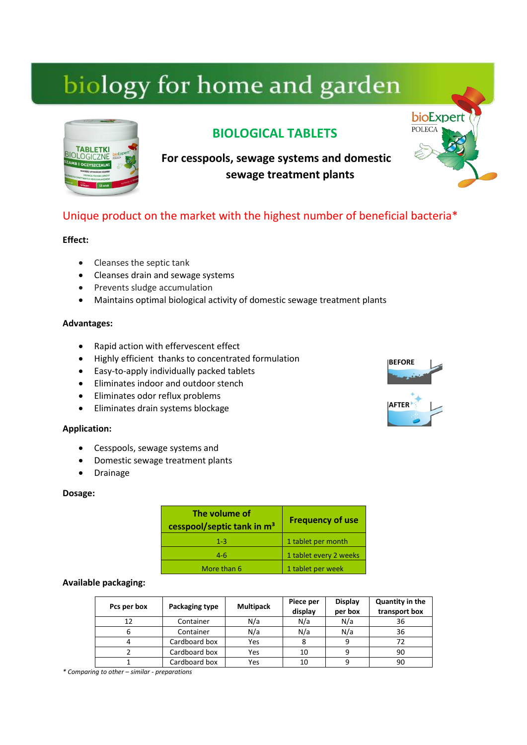# biology for home and garden

## BIOLOGICAL TABLETS

**For cesspools, sewage systems and domestic sewage treatment plants**

Unique product on the market with the highest number of beneficial bacteria*

**Effect:**

- Cleanses the septic tank
- Cleanses drain and sewage systems
- Prevents sludge accumulation
- Maintains optimal biological activity of domestic sewage treatment plants

**Advantages:**

- Rapid action with effervescent effect
- Highly efficient thanks to concentrated formulation
- Easy-to-apply individually packed tablets
- Eliminates indoor and outdoor stench
- Eliminates odor reflux problems
- Eliminates drain systems blockage

BEFORE

AFTER

**Application:**

- Cesspools, sewage systems and
- Domestic sewage treatment plants
- Drainage

**Dosage:**

| The volume of cesspool/septic tank in $m^3$ | Frequency of use |
|---|---|
| 1-3 | 1 tablet per month |
| 4-6 | 1 tablet every 2 weeks |
| More than 6 | 1 tablet per week |

**Available packaging:**

| Pcs per box | Packaging type | Multipack | Piece per display | Display per box | Quantity in the transport box |
|---|---|---|---|---|---|
| 12 | Container | N/a | N/a | N/a | 36 |
| 6 | Container | N/a | N/a | N/a | 36 |
| 4 | Cardboard box | Yes | 8 | 9 | 72 |
| 2 | Cardboard box | Yes | 10 | 9 | 90 |
| 1 | Cardboard box | Yes | 10 | 9 | 90 |

*\* Comparing to other – similar - preparations*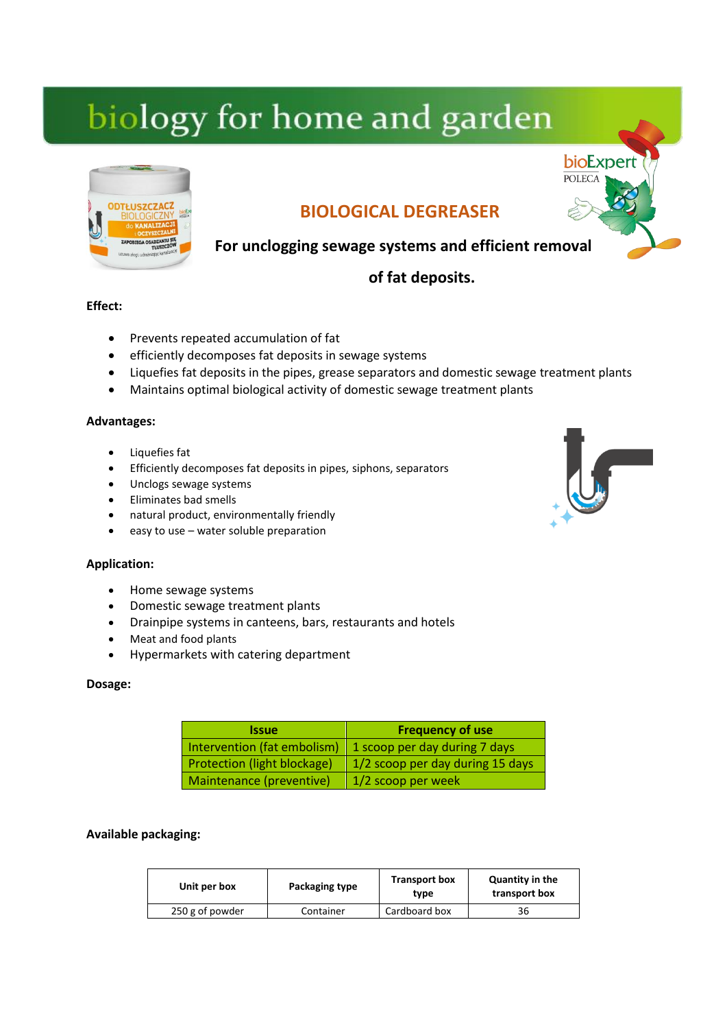# biology for home and garden

bioExpert
POLECA

## BIOLOGICAL DEGREASER

**For unclogging sewage systems and efficient removal of fat deposits.**

**Effect:**

- Prevents repeated accumulation of fat
- efficiently decomposes fat deposits in sewage systems
- Liquefies fat deposits in the pipes, grease separators and domestic sewage treatment plants
- Maintains optimal biological activity of domestic sewage treatment plants

**Advantages:**

- Liquefies fat
- Efficiently decomposes fat deposits in pipes, siphons, separators
- Unclogs sewage systems
- Eliminates bad smells
- natural product, environmentally friendly
- easy to use – water soluble preparation

**Application:**

- Home sewage systems
- Domestic sewage treatment plants
- Drainpipe systems in canteens, bars, restaurants and hotels
- Meat and food plants
- Hypermarkets with catering department

**Dosage:**

| Issue | Frequency of use |
|---|---|
| Intervention (fat embolism) | 1 scoop per day during 7 days |
| Protection (light blockage) | 1/2 scoop per day during 15 days |
| Maintenance (preventive) | 1/2 scoop per week |

**Available packaging:**

| Unit per box | Packaging type | Transport box type | Quantity in the transport box |
|---|---|---|---|
| 250 g of powder | Container | Cardboard box | 36 |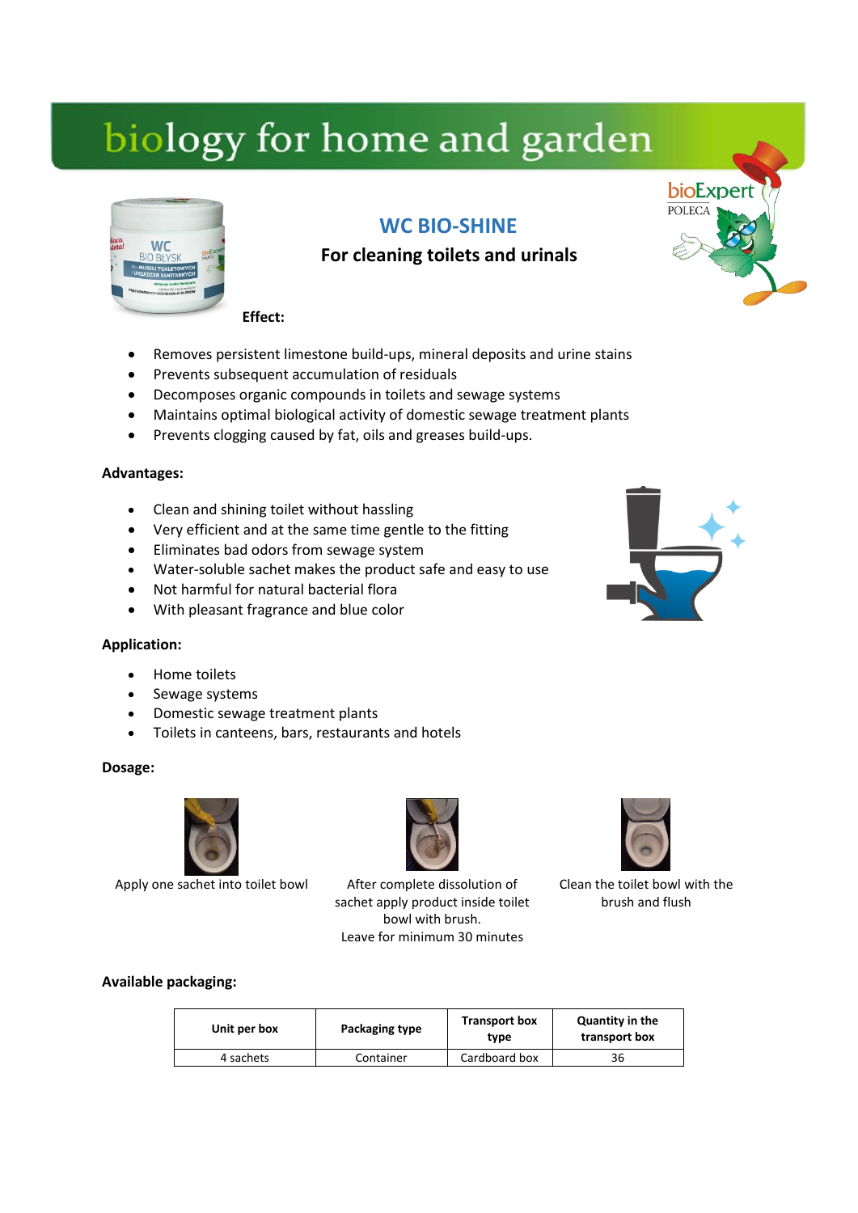# biology for home and garden

## WC BIO-SHINE

**For cleaning toilets and urinals**

**Effect:**

- Removes persistent limestone build-ups, mineral deposits and urine stains
- Prevents subsequent accumulation of residuals
- Decomposes organic compounds in toilets and sewage systems
- Maintains optimal biological activity of domestic sewage treatment plants
- Prevents clogging caused by fat, oils and greases build-ups.

**Advantages:**

- Clean and shining toilet without hassling
- Very efficient and at the same time gentle to the fitting
- Eliminates bad odors from sewage system
- Water-soluble sachet makes the product safe and easy to use
- Not harmful for natural bacterial flora
- With pleasant fragrance and blue color

**Application:**

- Home toilets
- Sewage systems
- Domestic sewage treatment plants
- Toilets in canteens, bars, restaurants and hotels

**Dosage:**

Apply one sachet into toilet bowl

After complete dissolution of sachet apply product inside toilet bowl with brush.
Leave for minimum 30 minutes

Clean the toilet bowl with the brush and flush

**Available packaging:**

| Unit per box | Packaging type | Transport box type | Quantity in the transport box |
|---|---|---|---|
| 4 sachets | Container | Cardboard box | 36 |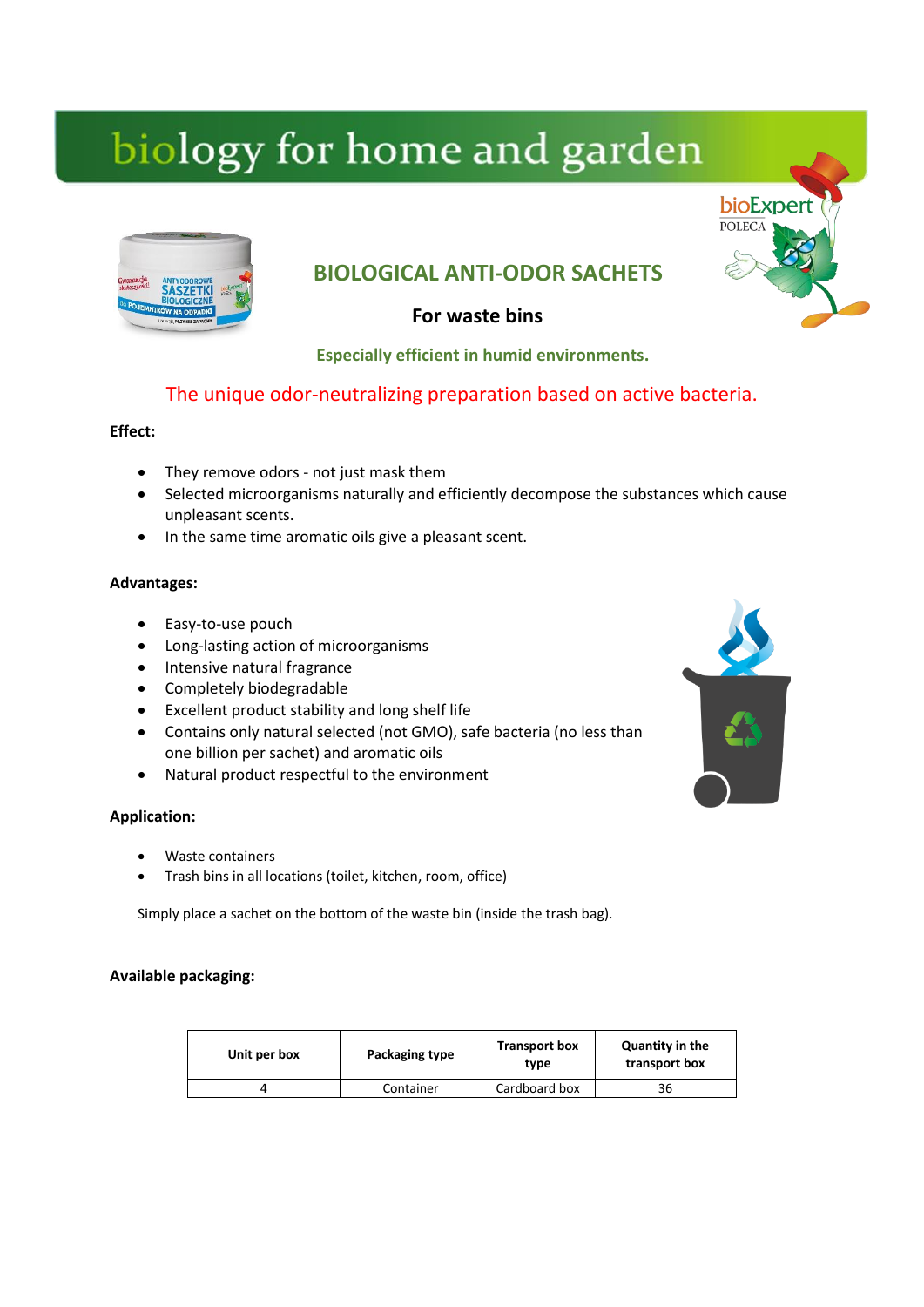# biology for home and garden

bioExpert POLECA

## BIOLOGICAL ANTI-ODOR SACHETS

### For waste bins

**Especially efficient in humid environments.**

The unique odor-neutralizing preparation based on active bacteria.

**Effect:**

- They remove odors - not just mask them
- Selected microorganisms naturally and efficiently decompose the substances which cause unpleasant scents.
- In the same time aromatic oils give a pleasant scent.

**Advantages:**

- Easy-to-use pouch
- Long-lasting action of microorganisms
- Intensive natural fragrance
- Completely biodegradable
- Excellent product stability and long shelf life
- Contains only natural selected (not GMO), safe bacteria (no less than one billion per sachet) and aromatic oils
- Natural product respectful to the environment

**Application:**

- Waste containers
- Trash bins in all locations (toilet, kitchen, room, office)

Simply place a sachet on the bottom of the waste bin (inside the trash bag).

**Available packaging:**

| Unit per box | Packaging type | Transport box type | Quantity in the transport box |
|---|---|---|---|
| 4 | Container | Cardboard box | 36 |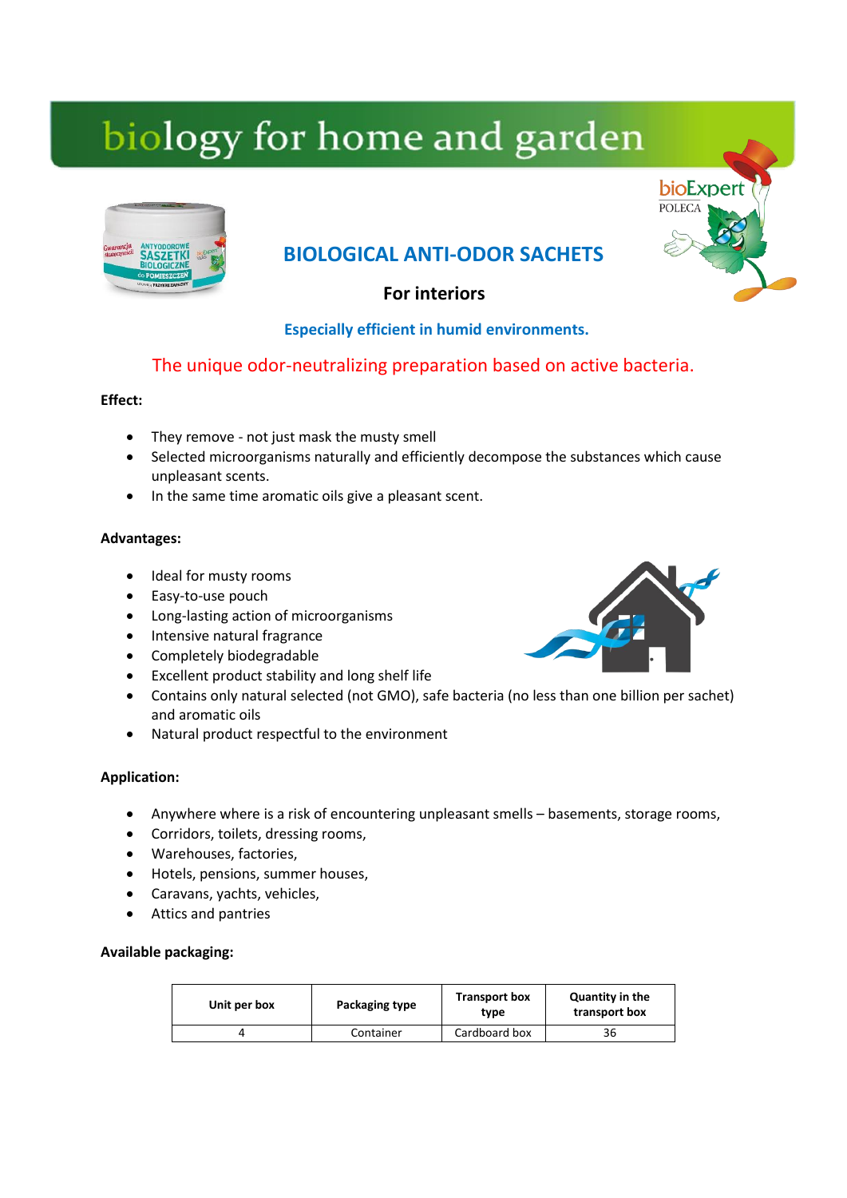# biology for home and garden

bioExpert
POLECA

## BIOLOGICAL ANTI-ODOR SACHETS

**For interiors**

**Especially efficient in humid environments.**

The unique odor-neutralizing preparation based on active bacteria.

**Effect:**

- They remove - not just mask the musty smell
- Selected microorganisms naturally and efficiently decompose the substances which cause unpleasant scents.
- In the same time aromatic oils give a pleasant scent.

**Advantages:**

- Ideal for musty rooms
- Easy-to-use pouch
- Long-lasting action of microorganisms
- Intensive natural fragrance
- Completely biodegradable
- Excellent product stability and long shelf life
- Contains only natural selected (not GMO), safe bacteria (no less than one billion per sachet) and aromatic oils
- Natural product respectful to the environment

**Application:**

- Anywhere where is a risk of encountering unpleasant smells – basements, storage rooms,
- Corridors, toilets, dressing rooms,
- Warehouses, factories,
- Hotels, pensions, summer houses,
- Caravans, yachts, vehicles,
- Attics and pantries

**Available packaging:**

| Unit per box | Packaging type | Transport box type | Quantity in the transport box |
|---|---|---|---|
| 4 | Container | Cardboard box | 36 |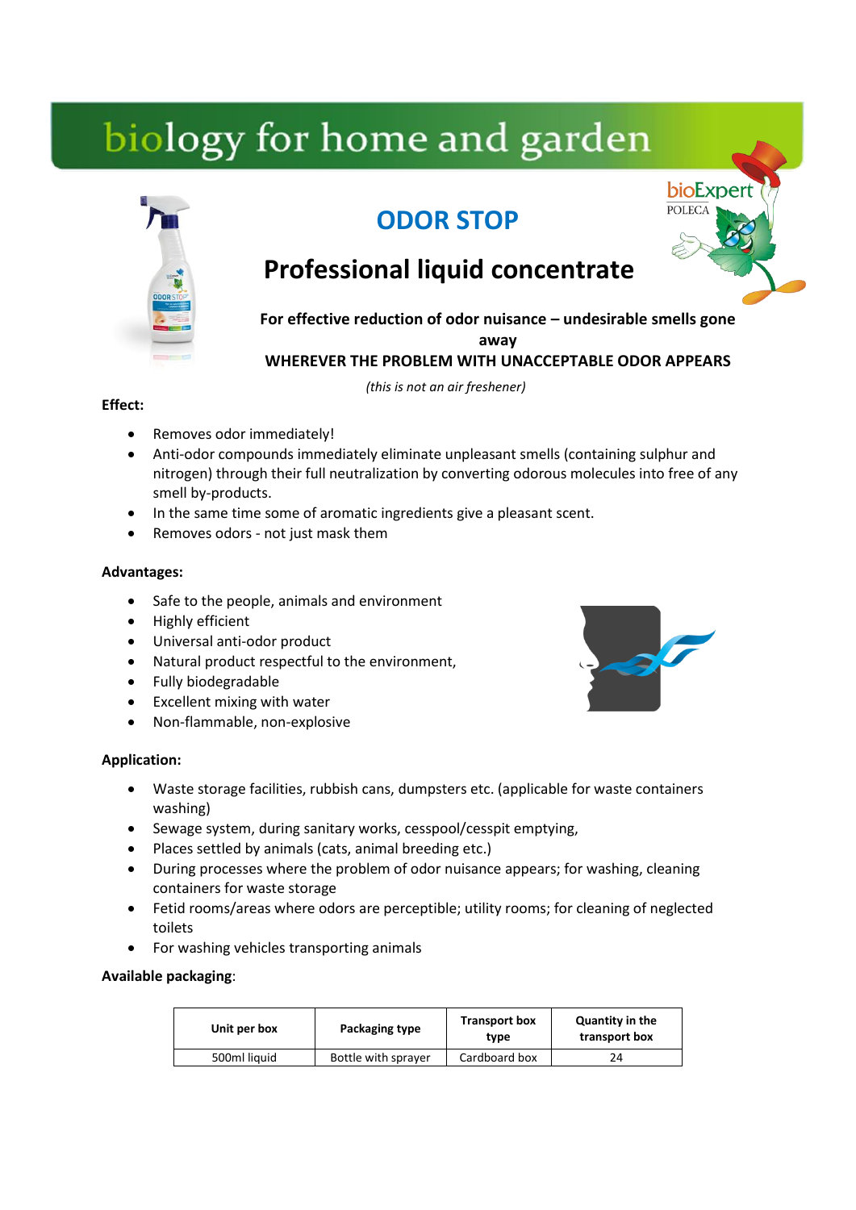# biology for home and garden

bioExpert
POLECA

## ODOR STOP

## Professional liquid concentrate

**For effective reduction of odor nuisance – undesirable smells gone away**
**WHEREVER THE PROBLEM WITH UNACCEPTABLE ODOR APPEARS**

*(this is not an air freshener)*

**Effect:**

- Removes odor immediately!
- Anti-odor compounds immediately eliminate unpleasant smells (containing sulphur and nitrogen) through their full neutralization by converting odorous molecules into free of any smell by-products.
- In the same time some of aromatic ingredients give a pleasant scent.
- Removes odors - not just mask them

**Advantages:**

- Safe to the people, animals and environment
- Highly efficient
- Universal anti-odor product
- Natural product respectful to the environment,
- Fully biodegradable
- Excellent mixing with water
- Non-flammable, non-explosive

**Application:**

- Waste storage facilities, rubbish cans, dumpsters etc. (applicable for waste containers washing)
- Sewage system, during sanitary works, cesspool/cesspit emptying,
- Places settled by animals (cats, animal breeding etc.)
- During processes where the problem of odor nuisance appears; for washing, cleaning containers for waste storage
- Fetid rooms/areas where odors are perceptible; utility rooms; for cleaning of neglected toilets
- For washing vehicles transporting animals

**Available packaging**:

| Unit per box | Packaging type | Transport box type | Quantity in the transport box |
|---|---|---|---|
| 500ml liquid | Bottle with sprayer | Cardboard box | 24 |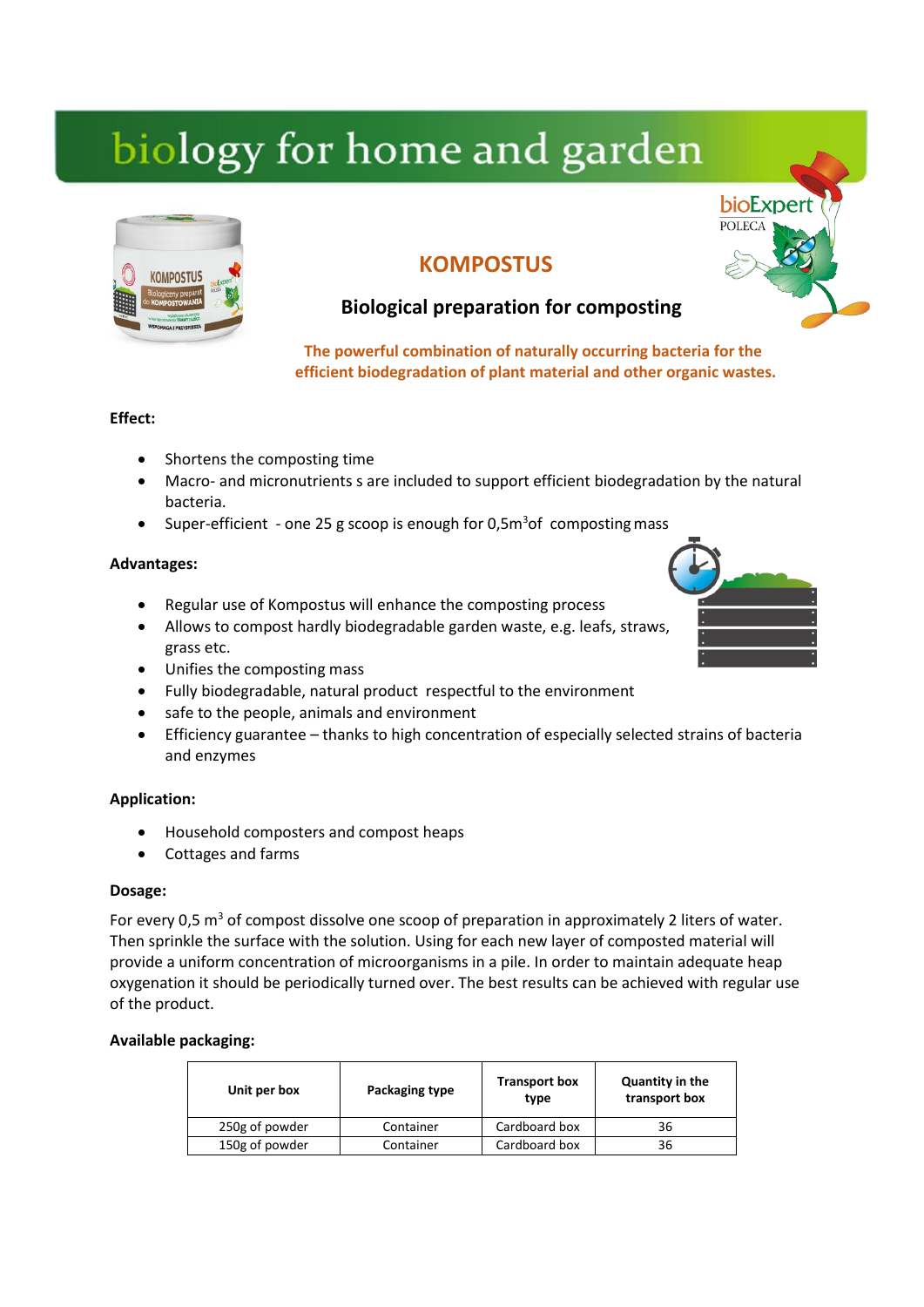# biology for home and garden

bioExpert POLECA

## KOMPOSTUS

### Biological preparation for composting

**The powerful combination of naturally occurring bacteria for the efficient biodegradation of plant material and other organic wastes.**

**Effect:**

- Shortens the composting time
- Macro- and micronutrients s are included to support efficient biodegradation by the natural bacteria.
- Super-efficient - one 25 g scoop is enough for 0,5m$^3$of composting mass

**Advantages:**

- Regular use of Kompostus will enhance the composting process
- Allows to compost hardly biodegradable garden waste, e.g. leafs, straws, grass etc.
- Unifies the composting mass
- Fully biodegradable, natural product respectful to the environment
- safe to the people, animals and environment
- Efficiency guarantee – thanks to high concentration of especially selected strains of bacteria and enzymes

**Application:**

- Household composters and compost heaps
- Cottages and farms

**Dosage:**

For every 0,5 m$^3$ of compost dissolve one scoop of preparation in approximately 2 liters of water. Then sprinkle the surface with the solution. Using for each new layer of composted material will provide a uniform concentration of microorganisms in a pile. In order to maintain adequate heap oxygenation it should be periodically turned over. The best results can be achieved with regular use of the product.

**Available packaging:**

| Unit per box | Packaging type | Transport box type | Quantity in the transport box |
|---|---|---|---|
| 250g of powder | Container | Cardboard box | 36 |
| 150g of powder | Container | Cardboard box | 36 |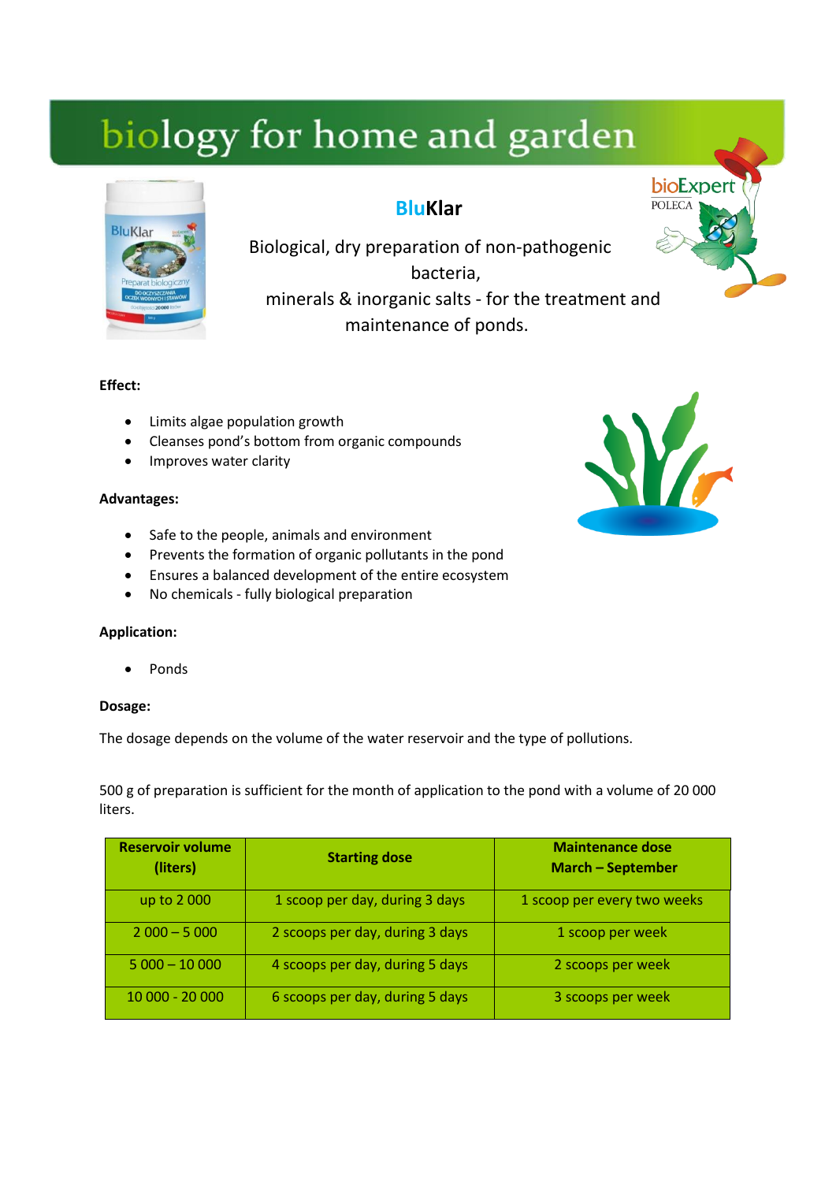# biology for home and garden

bioExpert POLECA

## BluKlar

Biological, dry preparation of non-pathogenic bacteria, minerals & inorganic salts - for the treatment and maintenance of ponds.

**Effect:**

- Limits algae population growth
- Cleanses pond's bottom from organic compounds
- Improves water clarity

**Advantages:**

- Safe to the people, animals and environment
- Prevents the formation of organic pollutants in the pond
- Ensures a balanced development of the entire ecosystem
- No chemicals - fully biological preparation

**Application:**

- Ponds

**Dosage:**

The dosage depends on the volume of the water reservoir and the type of pollutions.

500 g of preparation is sufficient for the month of application to the pond with a volume of 20 000 liters.

| Reservoir volume (liters) | Starting dose | Maintenance dose March – September |
|---|---|---|
| up to 2 000 | 1 scoop per day, during 3 days | 1 scoop per every two weeks |
| 2 000 – 5 000 | 2 scoops per day, during 3 days | 1 scoop per week |
| 5 000 – 10 000 | 4 scoops per day, during 5 days | 2 scoops per week |
| 10 000 - 20 000 | 6 scoops per day, during 5 days | 3 scoops per week |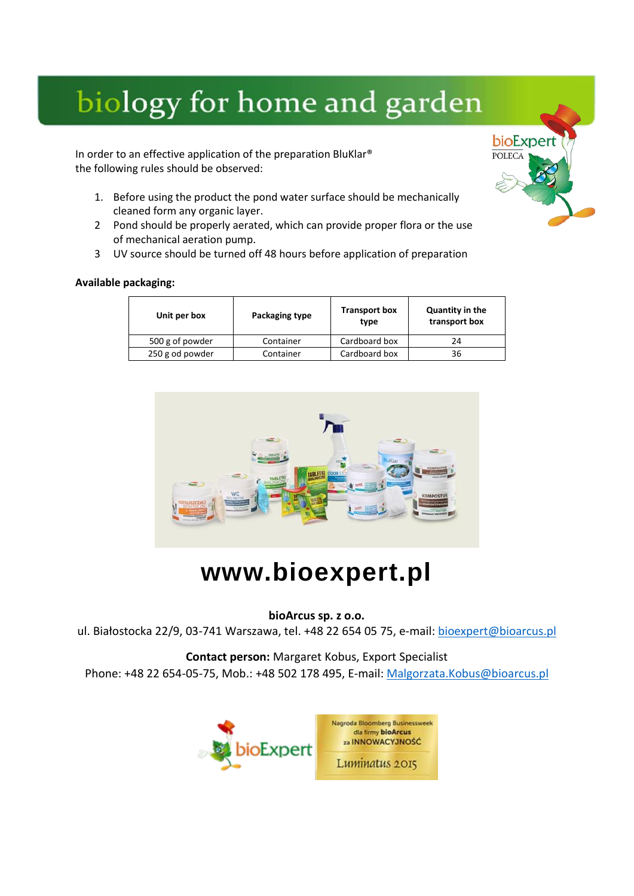# biology for home and garden

In order to an effective application of the preparation BluKlar®
the following rules should be observed:

1. Before using the product the pond water surface should be mechanically cleaned form any organic layer.
2. Pond should be properly aerated, which can provide proper flora or the use of mechanical aeration pump.
3. UV source should be turned off 48 hours before application of preparation

**Available packaging:**

| Unit per box | Packaging type | Transport box type | Quantity in the transport box |
|---|---|---|---|
| 500 g of powder | Container | Cardboard box | 24 |
| 250 g od powder | Container | Cardboard box | 36 |

# www.bioexpert.pl

**bioArcus sp. z o.o.**
ul. Białostocka 22/9, 03-741 Warszawa, tel. +48 22 654 05 75, e-mail: bioexpert@bioarcus.pl

**Contact person:** Margaret Kobus, Export Specialist
Phone: +48 22 654-05-75, Mob.: +48 502 178 495, E-mail: Malgorzata.Kobus@bioarcus.pl

Nagroda Bloomberg Businessweek dla firmy bioArcus za INNOWACYJNOŚĆ
Luminatus 2015